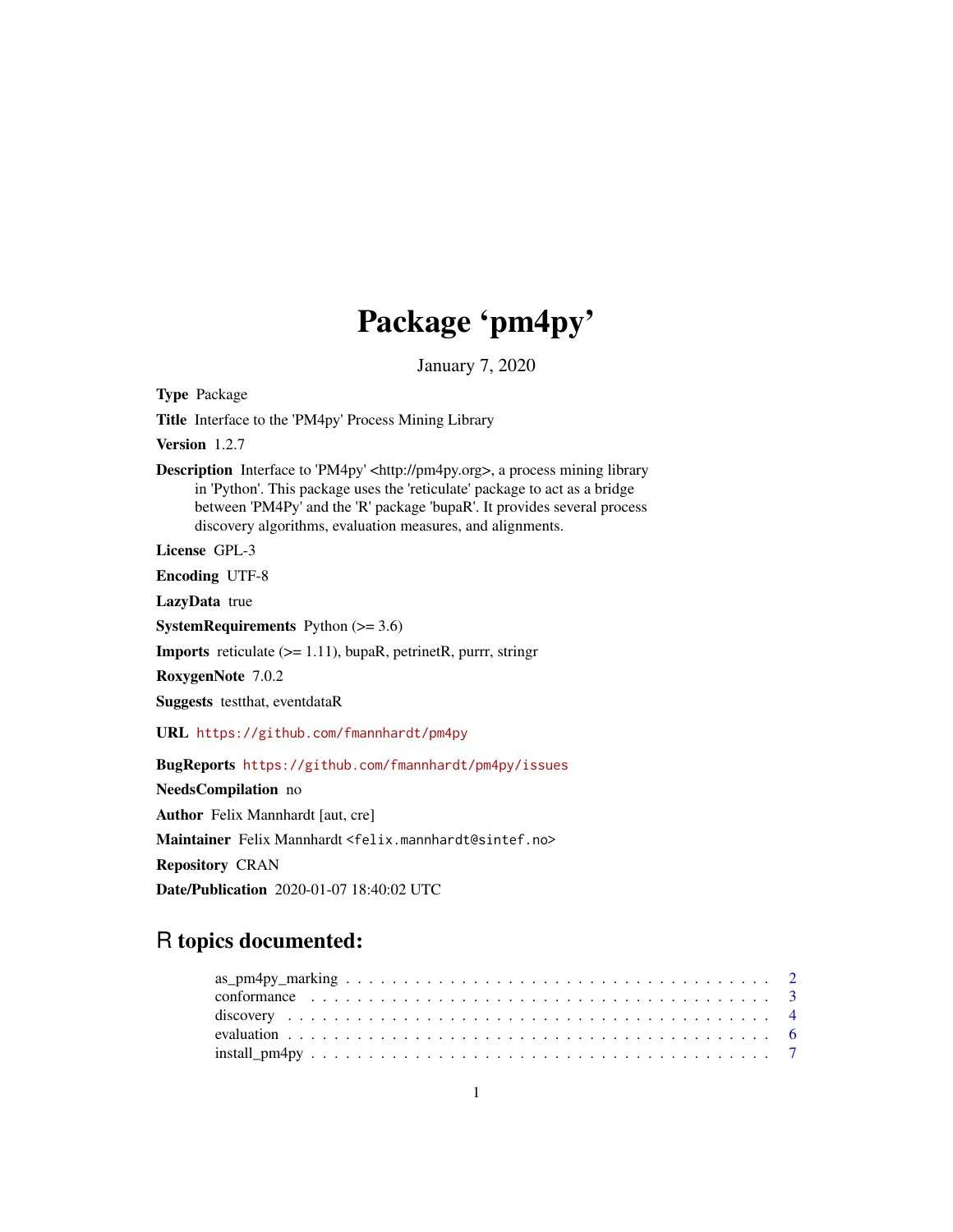# Package 'pm4py'

January 7, 2020

**Type** Package

**Title** Interface to the 'PM4py' Process Mining Library

**Version** 1.2.7

**Description** Interface to 'PM4py' <http://pm4py.org>, a process mining library in 'Python'. This package uses the 'reticulate' package to act as a bridge between 'PM4Py' and the 'R' package 'bupaR'. It provides several process discovery algorithms, evaluation measures, and alignments.

**License** GPL-3

**Encoding** UTF-8

**LazyData** true

**SystemRequirements** Python (>= 3.6)

**Imports** reticulate (>= 1.11), bupaR, petrinetR, purrr, stringr

**RoxygenNote** 7.0.2

**Suggests** testthat, eventdataR

**URL** https://github.com/fmannhardt/pm4py

**BugReports** https://github.com/fmannhardt/pm4py/issues

**NeedsCompilation** no

**Author** Felix Mannhardt [aut, cre]

**Maintainer** Felix Mannhardt <felix.mannhardt@sintef.no>

**Repository** CRAN

**Date/Publication** 2020-01-07 18:40:02 UTC

## R topics documented:

- as_pm4py_marking . . . . . . . . . . 2
- conformance . . . . . . . . . . 3
- discovery . . . . . . . . . . 4
- evaluation . . . . . . . . . . 6
- install_pm4py . . . . . . . . . . 7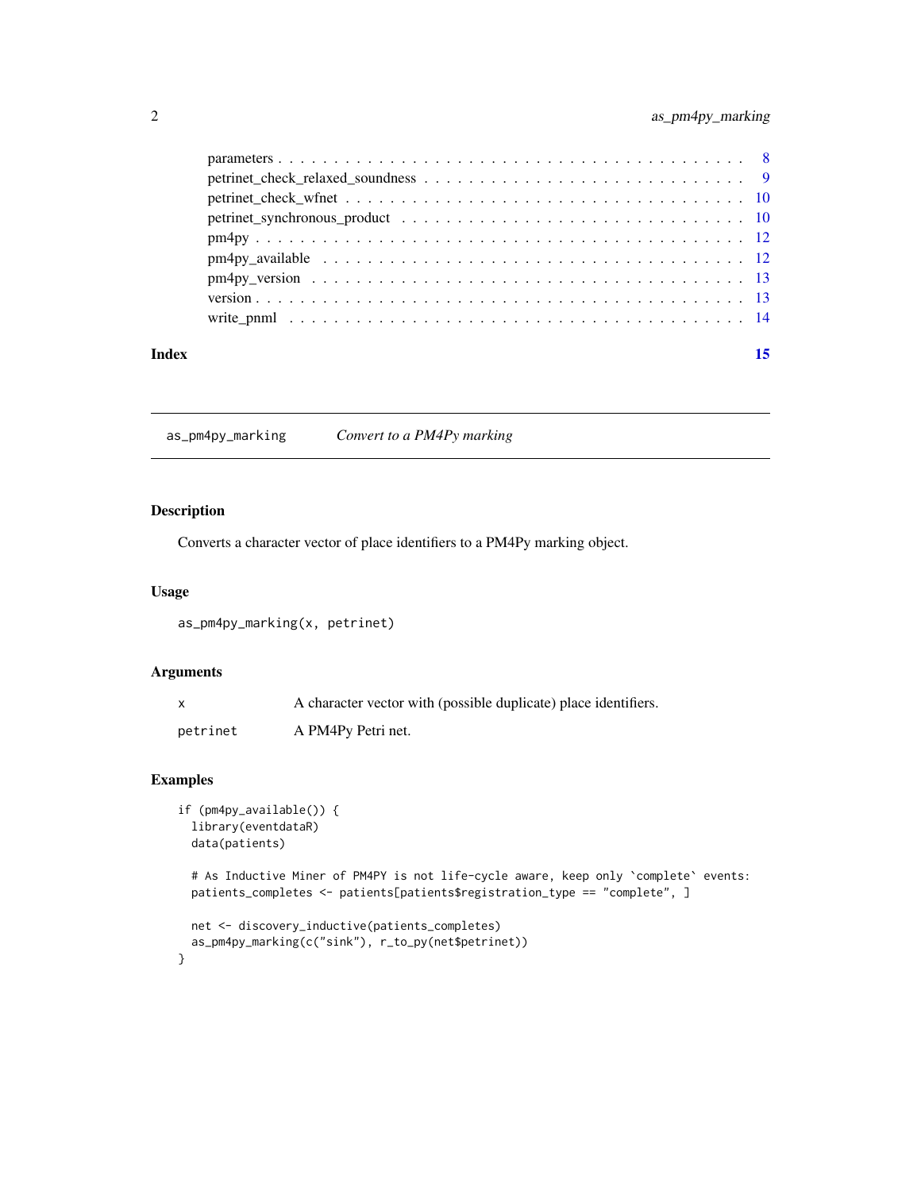parameters . . . . . . . . . . . . . . . . . . . . . . . . . . . . . . . . . . . . . . . . . 8
petrinet_check_relaxed_soundness . . . . . . . . . . . . . . . . . . . . . . . . . . . . 9
petrinet_check_wfnet . . . . . . . . . . . . . . . . . . . . . . . . . . . . . . . . . . 10
petrinet_synchronous_product . . . . . . . . . . . . . . . . . . . . . . . . . . . . . 10
pm4py . . . . . . . . . . . . . . . . . . . . . . . . . . . . . . . . . . . . . . . . . . 12
pm4py_available . . . . . . . . . . . . . . . . . . . . . . . . . . . . . . . . . . . . 12
pm4py_version . . . . . . . . . . . . . . . . . . . . . . . . . . . . . . . . . . . . . 13
version . . . . . . . . . . . . . . . . . . . . . . . . . . . . . . . . . . . . . . . . . 13
write_pnml . . . . . . . . . . . . . . . . . . . . . . . . . . . . . . . . . . . . . . . 14

**Index** **15**

---

## as_pm4py_marking *Convert to a PM4Py marking*

### Description

Converts a character vector of place identifiers to a PM4Py marking object.

### Usage

```
as_pm4py_marking(x, petrinet)
```

### Arguments

| | |
|---|---|
| x | A character vector with (possible duplicate) place identifiers. |
| petrinet | A PM4Py Petri net. |

### Examples

```
if (pm4py_available()) {
  library(eventdataR)
  data(patients)

  # As Inductive Miner of PM4PY is not life-cycle aware, keep only `complete` events:
  patients_completes <- patients[patients$registration_type == "complete", ]

  net <- discovery_inductive(patients_completes)
  as_pm4py_marking(c("sink"), r_to_py(net$petrinet))
}
```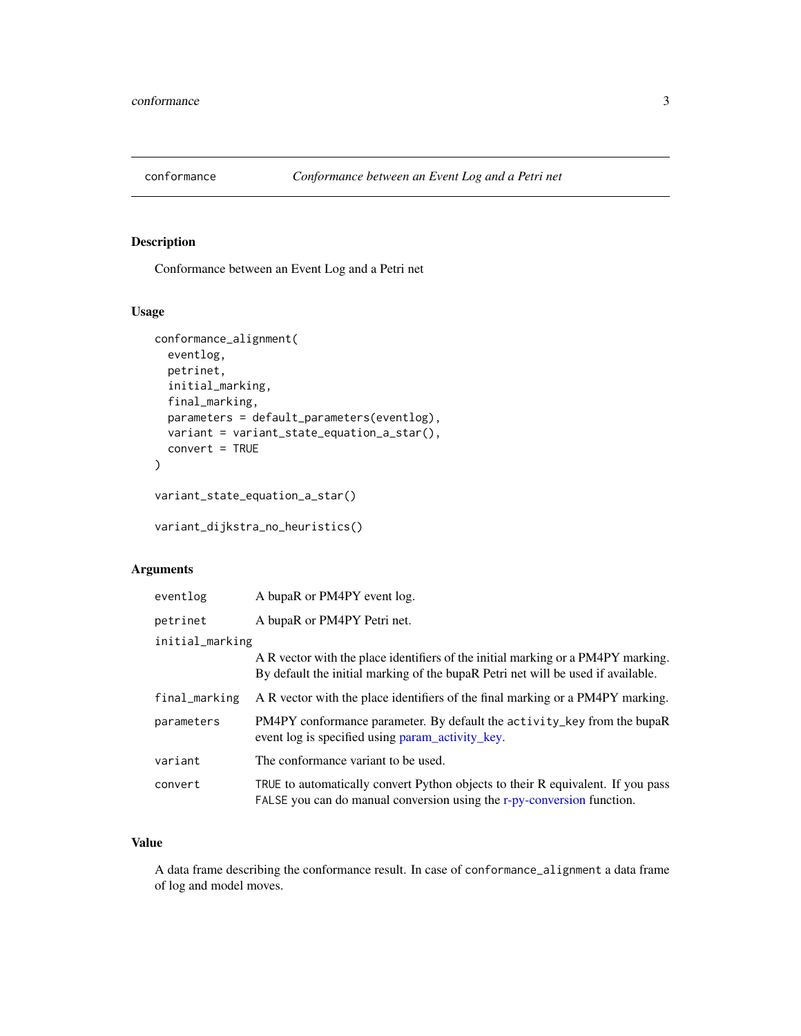conformance — *Conformance between an Event Log and a Petri net*

## Description

Conformance between an Event Log and a Petri net

## Usage

```
conformance_alignment(
  eventlog,
  petrinet,
  initial_marking,
  final_marking,
  parameters = default_parameters(eventlog),
  variant = variant_state_equation_a_star(),
  convert = TRUE
)

variant_state_equation_a_star()

variant_dijkstra_no_heuristics()
```

## Arguments

| Argument | Description |
| --- | --- |
| `eventlog` | A bupaR or PM4PY event log. |
| `petrinet` | A bupaR or PM4PY Petri net. |
| `initial_marking` | A R vector with the place identifiers of the initial marking or a PM4PY marking. By default the initial marking of the bupaR Petri net will be used if available. |
| `final_marking` | A R vector with the place identifiers of the final marking or a PM4PY marking. |
| `parameters` | PM4PY conformance parameter. By default the `activity_key` from the bupaR event log is specified using param_activity_key. |
| `variant` | The conformance variant to be used. |
| `convert` | `TRUE` to automatically convert Python objects to their R equivalent. If you pass `FALSE` you can do manual conversion using the r-py-conversion function. |

## Value

A data frame describing the conformance result. In case of `conformance_alignment` a data frame of log and model moves.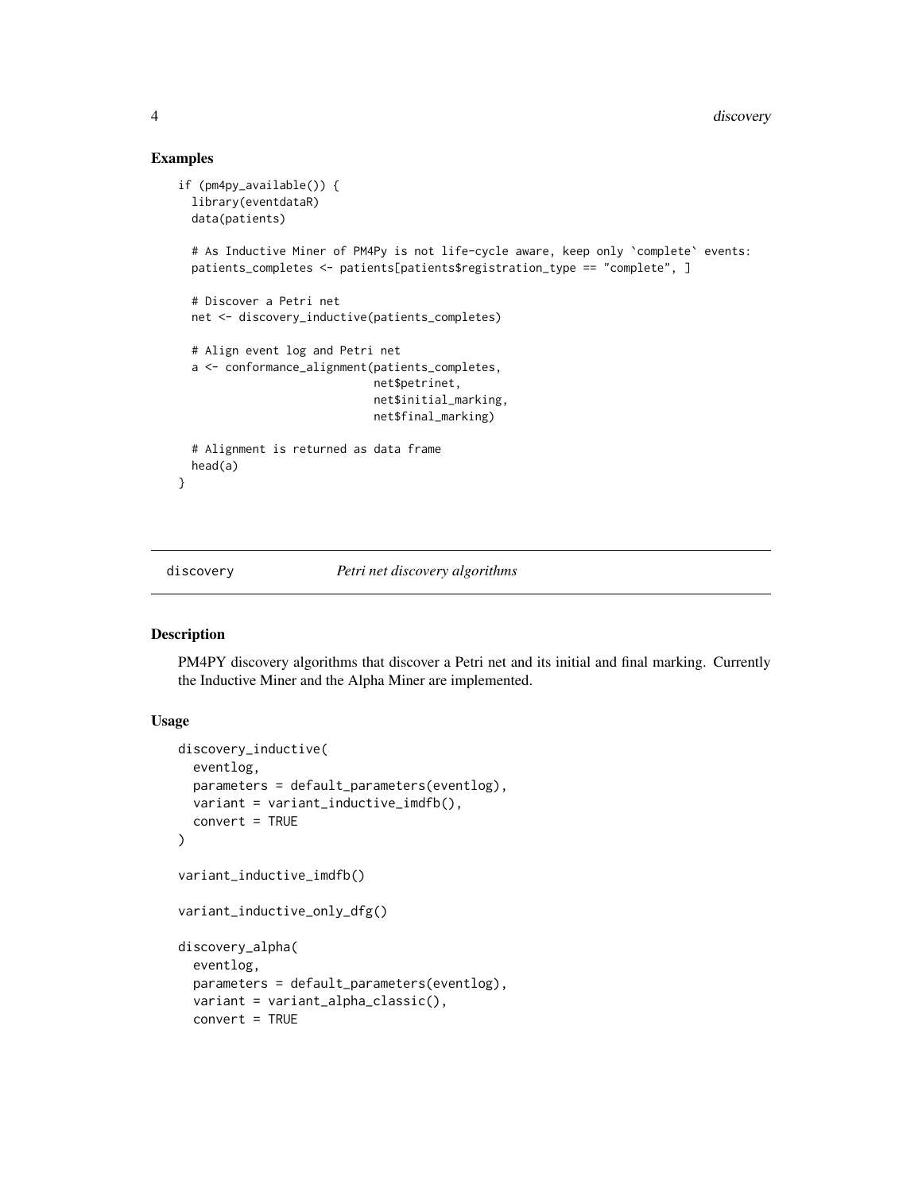## Examples

```
if (pm4py_available()) {
  library(eventdataR)
  data(patients)

  # As Inductive Miner of PM4Py is not life-cycle aware, keep only `complete` events:
  patients_completes <- patients[patients$registration_type == "complete", ]

  # Discover a Petri net
  net <- discovery_inductive(patients_completes)

  # Align event log and Petri net
  a <- conformance_alignment(patients_completes,
                             net$petrinet,
                             net$initial_marking,
                             net$final_marking)

  # Alignment is returned as data frame
  head(a)
}
```

---

discovery *Petri net discovery algorithms*

---

## Description

PM4PY discovery algorithms that discover a Petri net and its initial and final marking. Currently the Inductive Miner and the Alpha Miner are implemented.

## Usage

```
discovery_inductive(
  eventlog,
  parameters = default_parameters(eventlog),
  variant = variant_inductive_imdfb(),
  convert = TRUE
)

variant_inductive_imdfb()

variant_inductive_only_dfg()

discovery_alpha(
  eventlog,
  parameters = default_parameters(eventlog),
  variant = variant_alpha_classic(),
  convert = TRUE
```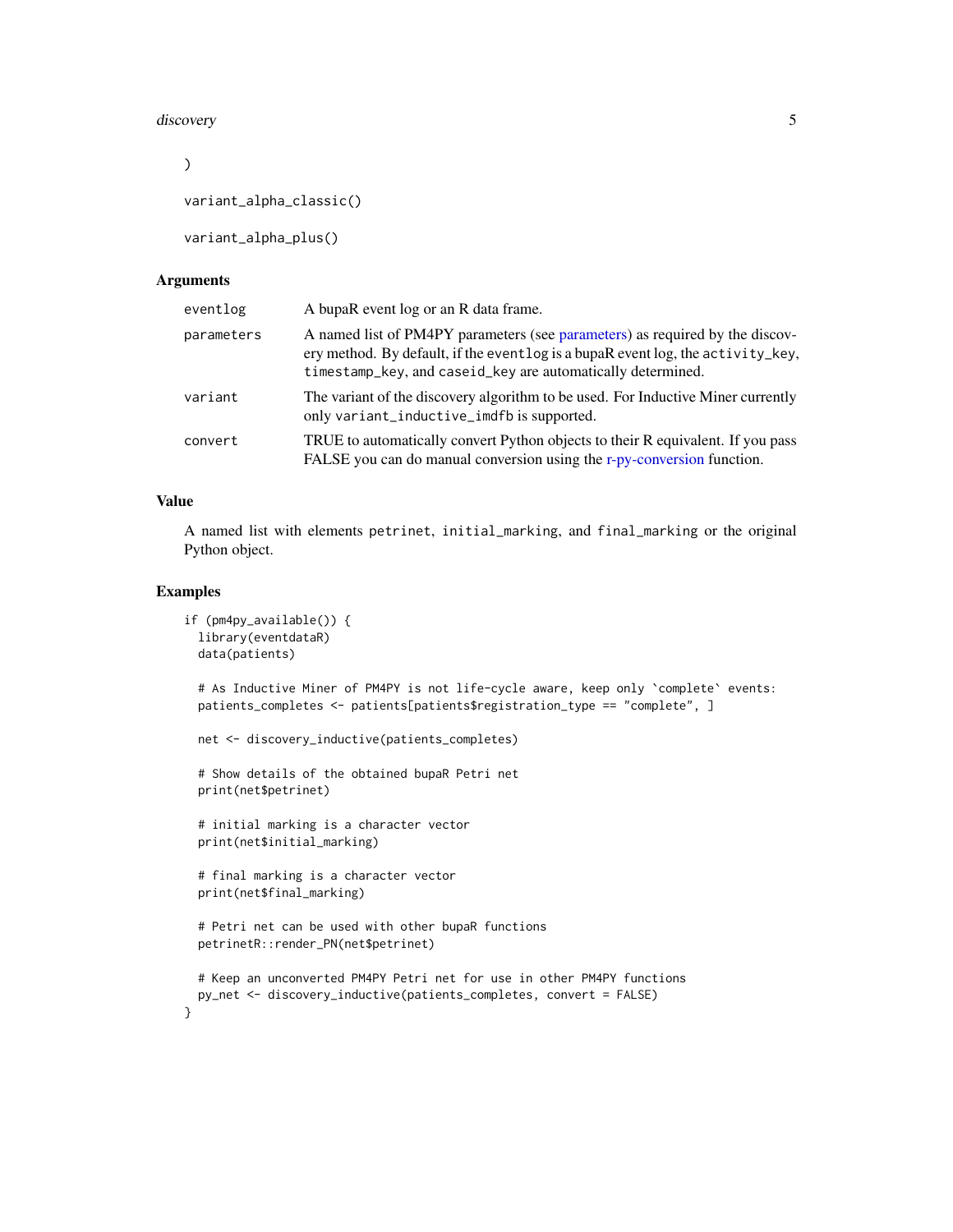```
)

variant_alpha_classic()

variant_alpha_plus()
```

## Arguments

| | |
|---|---|
| eventlog | A bupaR event log or an R data frame. |
| parameters | A named list of PM4PY parameters (see parameters) as required by the discovery method. By default, if the eventlog is a bupaR event log, the activity_key, timestamp_key, and caseid_key are automatically determined. |
| variant | The variant of the discovery algorithm to be used. For Inductive Miner currently only variant_inductive_imdfb is supported. |
| convert | TRUE to automatically convert Python objects to their R equivalent. If you pass FALSE you can do manual conversion using the r-py-conversion function. |

## Value

A named list with elements petrinet, initial_marking, and final_marking or the original Python object.

## Examples

```
if (pm4py_available()) {
  library(eventdataR)
  data(patients)

  # As Inductive Miner of PM4PY is not life-cycle aware, keep only `complete` events:
  patients_completes <- patients[patients$registration_type == "complete", ]

  net <- discovery_inductive(patients_completes)

  # Show details of the obtained bupaR Petri net
  print(net$petrinet)

  # initial marking is a character vector
  print(net$initial_marking)

  # final marking is a character vector
  print(net$final_marking)

  # Petri net can be used with other bupaR functions
  petrinetR::render_PN(net$petrinet)

  # Keep an unconverted PM4PY Petri net for use in other PM4PY functions
  py_net <- discovery_inductive(patients_completes, convert = FALSE)
}
```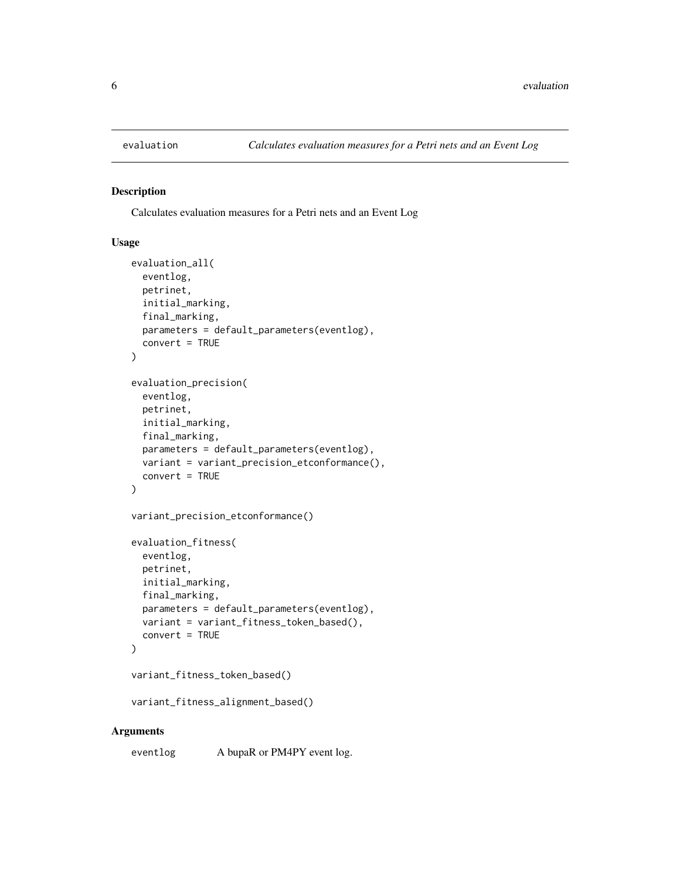## evaluation — *Calculates evaluation measures for a Petri nets and an Event Log*

### Description

Calculates evaluation measures for a Petri nets and an Event Log

### Usage

```
evaluation_all(
  eventlog,
  petrinet,
  initial_marking,
  final_marking,
  parameters = default_parameters(eventlog),
  convert = TRUE
)

evaluation_precision(
  eventlog,
  petrinet,
  initial_marking,
  final_marking,
  parameters = default_parameters(eventlog),
  variant = variant_precision_etconformance(),
  convert = TRUE
)

variant_precision_etconformance()

evaluation_fitness(
  eventlog,
  petrinet,
  initial_marking,
  final_marking,
  parameters = default_parameters(eventlog),
  variant = variant_fitness_token_based(),
  convert = TRUE
)

variant_fitness_token_based()

variant_fitness_alignment_based()
```

### Arguments

| | |
|---|---|
| `eventlog` | A bupaR or PM4PY event log. |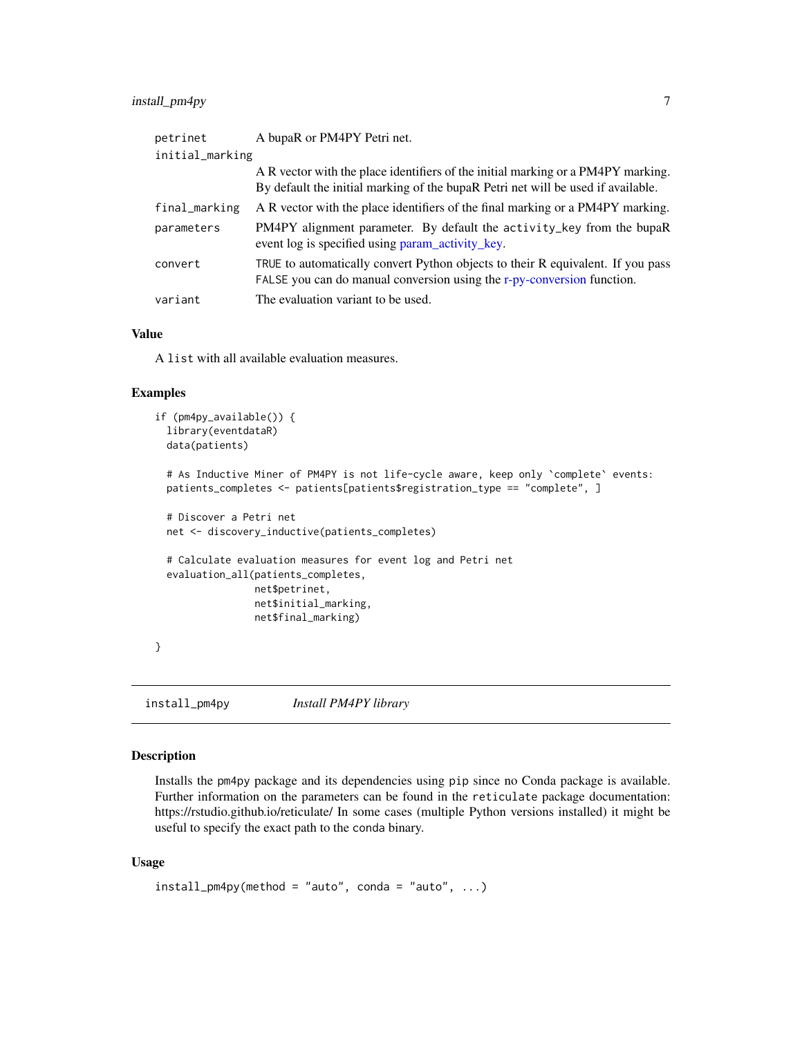| | |
|---|---|
| `petrinet` | A bupaR or PM4PY Petri net. |
| `initial_marking` | A R vector with the place identifiers of the initial marking or a PM4PY marking. By default the initial marking of the bupaR Petri net will be used if available. |
| `final_marking` | A R vector with the place identifiers of the final marking or a PM4PY marking. |
| `parameters` | PM4PY alignment parameter. By default the `activity_key` from the bupaR event log is specified using param_activity_key. |
| `convert` | `TRUE` to automatically convert Python objects to their R equivalent. If you pass `FALSE` you can do manual conversion using the r-py-conversion function. |
| `variant` | The evaluation variant to be used. |

### Value

A `list` with all available evaluation measures.

### Examples

```
if (pm4py_available()) {
  library(eventdataR)
  data(patients)

  # As Inductive Miner of PM4PY is not life-cycle aware, keep only `complete` events:
  patients_completes <- patients[patients$registration_type == "complete", ]

  # Discover a Petri net
  net <- discovery_inductive(patients_completes)

  # Calculate evaluation measures for event log and Petri net
  evaluation_all(patients_completes,
                 net$petrinet,
                 net$initial_marking,
                 net$final_marking)

}
```

---

## install_pm4py — *Install PM4PY library*

### Description

Installs the `pm4py` package and its dependencies using `pip` since no Conda package is available. Further information on the parameters can be found in the `reticulate` package documentation: https://rstudio.github.io/reticulate/ In some cases (multiple Python versions installed) it might be useful to specify the exact path to the `conda` binary.

### Usage

```
install_pm4py(method = "auto", conda = "auto", ...)
```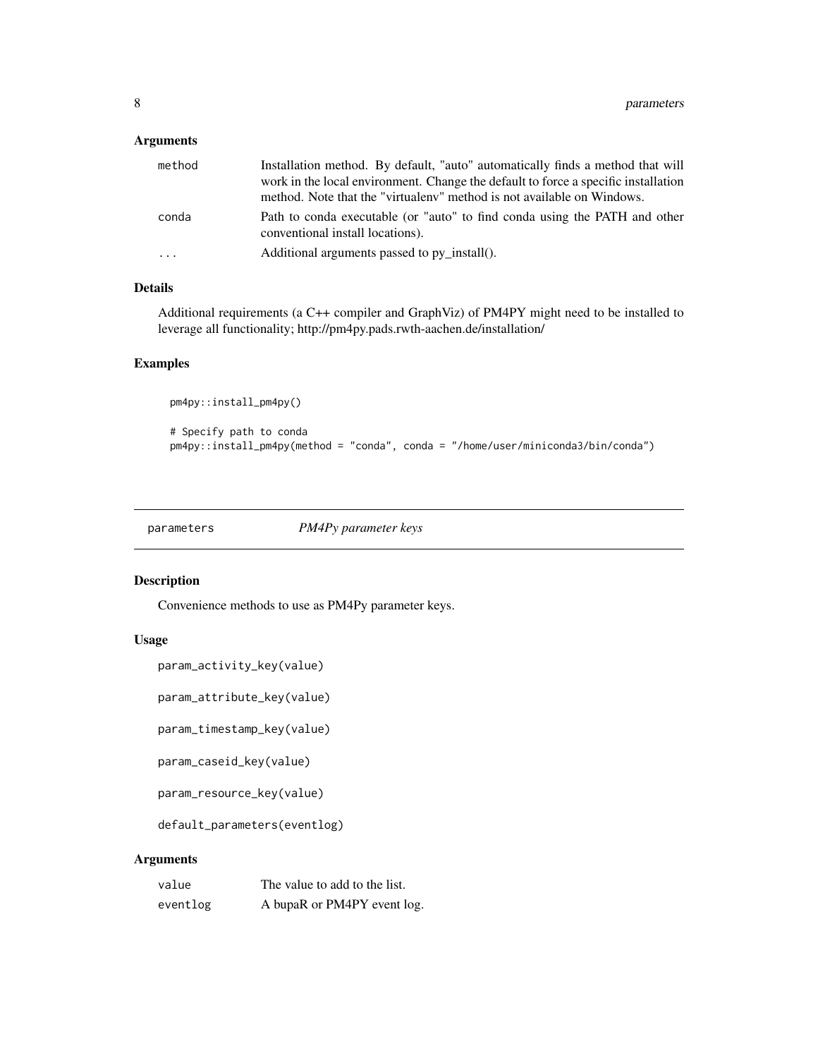### Arguments

| | |
|---|---|
| method | Installation method. By default, "auto" automatically finds a method that will work in the local environment. Change the default to force a specific installation method. Note that the "virtualenv" method is not available on Windows. |
| conda | Path to conda executable (or "auto" to find conda using the PATH and other conventional install locations). |
| ... | Additional arguments passed to py_install(). |

### Details

Additional requirements (a C++ compiler and GraphViz) of PM4PY might need to be installed to leverage all functionality; http://pm4py.pads.rwth-aachen.de/installation/

### Examples

```
pm4py::install_pm4py()

# Specify path to conda
pm4py::install_pm4py(method = "conda", conda = "/home/user/miniconda3/bin/conda")
```

---

## parameters *PM4Py parameter keys*

### Description

Convenience methods to use as PM4Py parameter keys.

### Usage

```
param_activity_key(value)

param_attribute_key(value)

param_timestamp_key(value)

param_caseid_key(value)

param_resource_key(value)

default_parameters(eventlog)
```

### Arguments

| | |
|---|---|
| value | The value to add to the list. |
| eventlog | A bupaR or PM4PY event log. |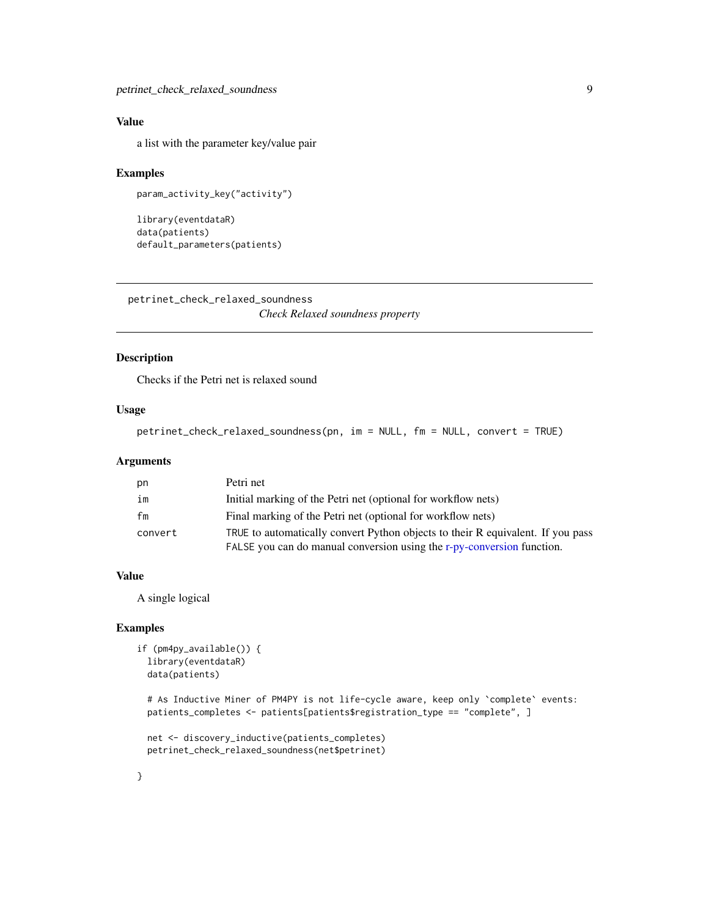### Value

a list with the parameter key/value pair

### Examples

```
param_activity_key("activity")

library(eventdataR)
data(patients)
default_parameters(patients)
```

## petrinet_check_relaxed_soundness

*Check Relaxed soundness property*

### Description

Checks if the Petri net is relaxed sound

### Usage

```
petrinet_check_relaxed_soundness(pn, im = NULL, fm = NULL, convert = TRUE)
```

### Arguments

| | |
|---|---|
| pn | Petri net |
| im | Initial marking of the Petri net (optional for workflow nets) |
| fm | Final marking of the Petri net (optional for workflow nets) |
| convert | TRUE to automatically convert Python objects to their R equivalent. If you pass FALSE you can do manual conversion using the r-py-conversion function. |

### Value

A single logical

### Examples

```
if (pm4py_available()) {
  library(eventdataR)
  data(patients)

  # As Inductive Miner of PM4PY is not life-cycle aware, keep only `complete` events:
  patients_completes <- patients[patients$registration_type == "complete", ]

  net <- discovery_inductive(patients_completes)
  petrinet_check_relaxed_soundness(net$petrinet)

}
```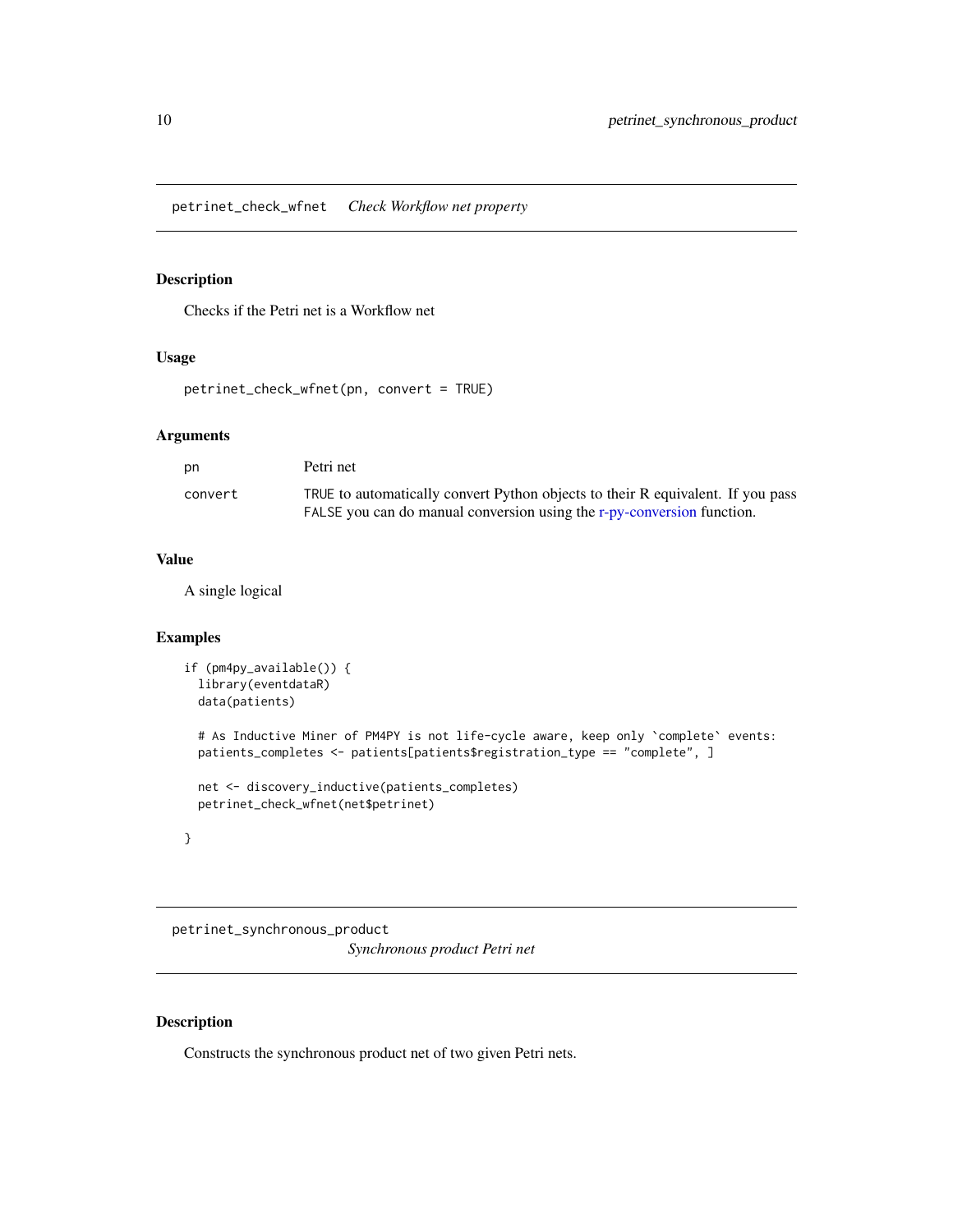## petrinet_check_wfnet *Check Workflow net property*

### Description

Checks if the Petri net is a Workflow net

### Usage

```
petrinet_check_wfnet(pn, convert = TRUE)
```

### Arguments

| | |
|---|---|
| pn | Petri net |
| convert | TRUE to automatically convert Python objects to their R equivalent. If you pass FALSE you can do manual conversion using the r-py-conversion function. |

### Value

A single logical

### Examples

```
if (pm4py_available()) {
  library(eventdataR)
  data(patients)

  # As Inductive Miner of PM4PY is not life-cycle aware, keep only `complete` events:
  patients_completes <- patients[patients$registration_type == "complete", ]

  net <- discovery_inductive(patients_completes)
  petrinet_check_wfnet(net$petrinet)

}
```

## petrinet_synchronous_product *Synchronous product Petri net*

### Description

Constructs the synchronous product net of two given Petri nets.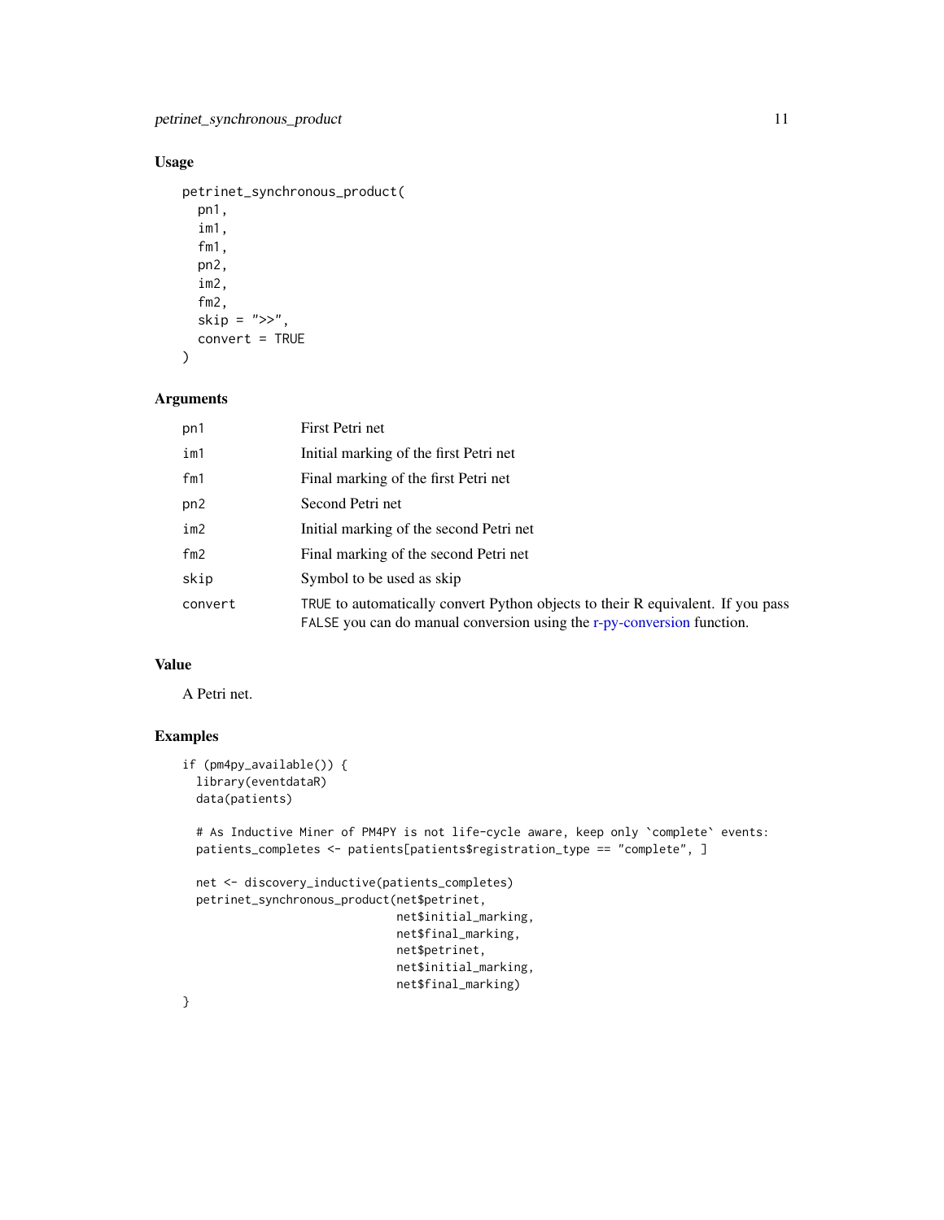### Usage

```
petrinet_synchronous_product(
  pn1,
  im1,
  fm1,
  pn2,
  im2,
  fm2,
  skip = ">>",
  convert = TRUE
)
```

### Arguments

| | |
|---|---|
| pn1 | First Petri net |
| im1 | Initial marking of the first Petri net |
| fm1 | Final marking of the first Petri net |
| pn2 | Second Petri net |
| im2 | Initial marking of the second Petri net |
| fm2 | Final marking of the second Petri net |
| skip | Symbol to be used as skip |
| convert | TRUE to automatically convert Python objects to their R equivalent. If you pass FALSE you can do manual conversion using the r-py-conversion function. |

### Value

A Petri net.

### Examples

```
if (pm4py_available()) {
  library(eventdataR)
  data(patients)

  # As Inductive Miner of PM4PY is not life-cycle aware, keep only `complete` events:
  patients_completes <- patients[patients$registration_type == "complete", ]

  net <- discovery_inductive(patients_completes)
  petrinet_synchronous_product(net$petrinet,
                               net$initial_marking,
                               net$final_marking,
                               net$petrinet,
                               net$initial_marking,
                               net$final_marking)
}
```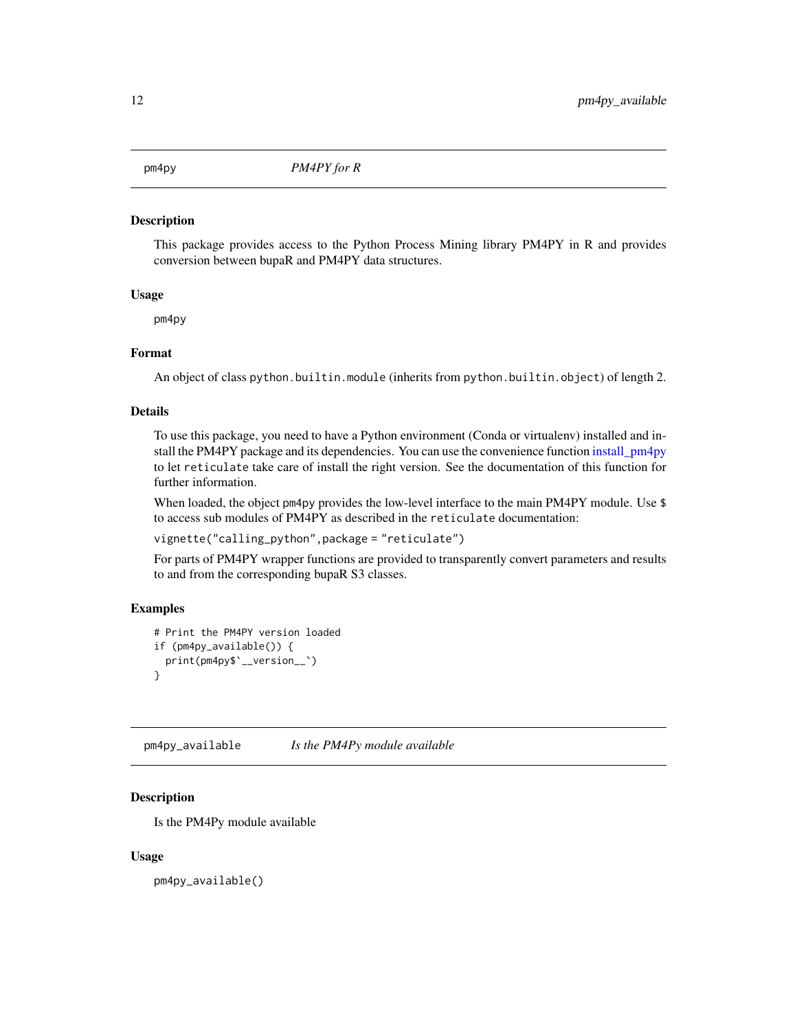## pm4py — *PM4PY for R*

### Description

This package provides access to the Python Process Mining library PM4PY in R and provides conversion between bupaR and PM4PY data structures.

### Usage

```
pm4py
```

### Format

An object of class `python.builtin.module` (inherits from `python.builtin.object`) of length 2.

### Details

To use this package, you need to have a Python environment (Conda or virtualenv) installed and install the PM4PY package and its dependencies. You can use the convenience function install_pm4py to let `reticulate` take care of install the right version. See the documentation of this function for further information.

When loaded, the object `pm4py` provides the low-level interface to the main PM4PY module. Use `$` to access sub modules of PM4PY as described in the `reticulate` documentation:

`vignette("calling_python",package = "reticulate")`

For parts of PM4PY wrapper functions are provided to transparently convert parameters and results to and from the corresponding bupaR S3 classes.

### Examples

```
# Print the PM4PY version loaded
if (pm4py_available()) {
  print(pm4py$`__version__`)
}
```

## pm4py_available — *Is the PM4Py module available*

### Description

Is the PM4Py module available

### Usage

```
pm4py_available()
```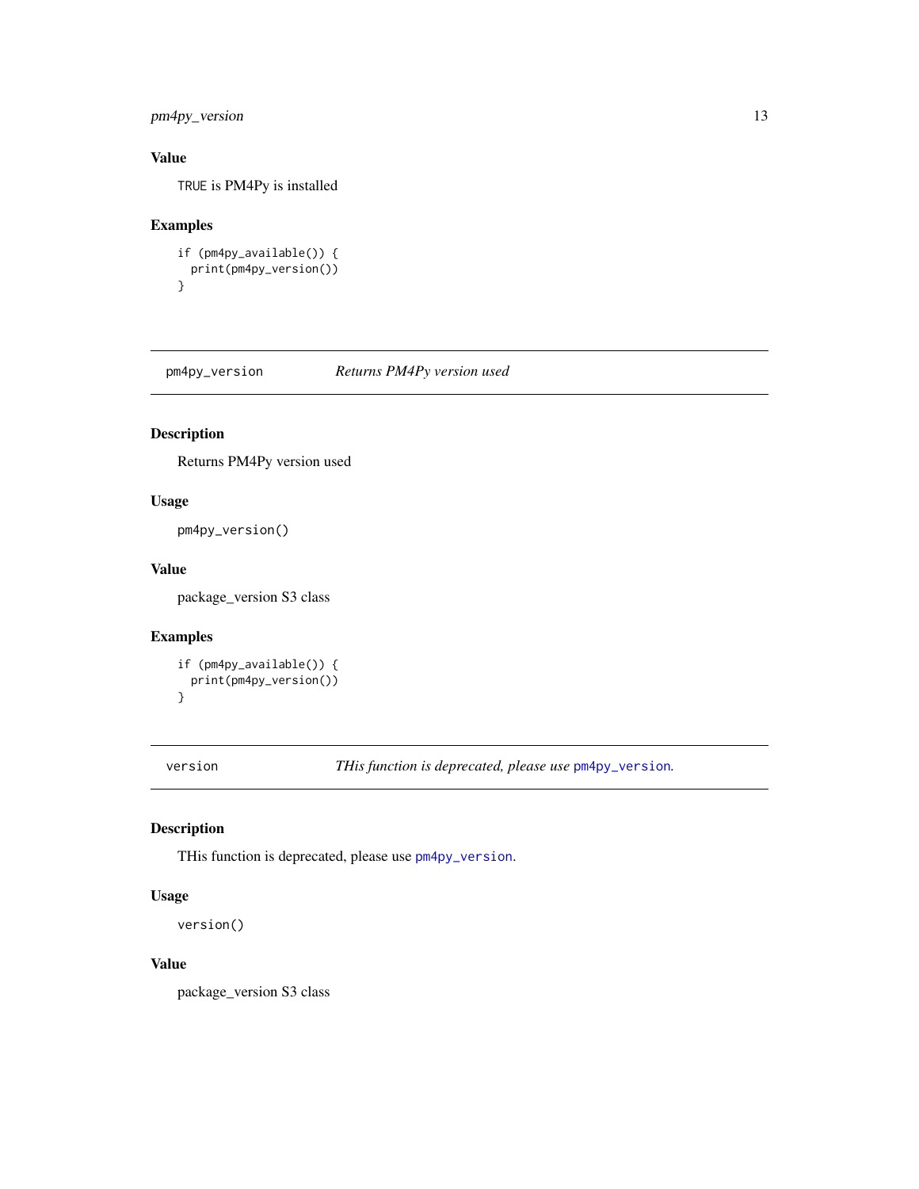### Value

`TRUE` is PM4Py is installed

### Examples

```
if (pm4py_available()) {
  print(pm4py_version())
}
```

---

## pm4py_version *Returns PM4Py version used*

---

### Description

Returns PM4Py version used

### Usage

```
pm4py_version()
```

### Value

package_version S3 class

### Examples

```
if (pm4py_available()) {
  print(pm4py_version())
}
```

---

## version *THis function is deprecated, please use `pm4py_version`.*

---

### Description

THis function is deprecated, please use `pm4py_version`.

### Usage

```
version()
```

### Value

package_version S3 class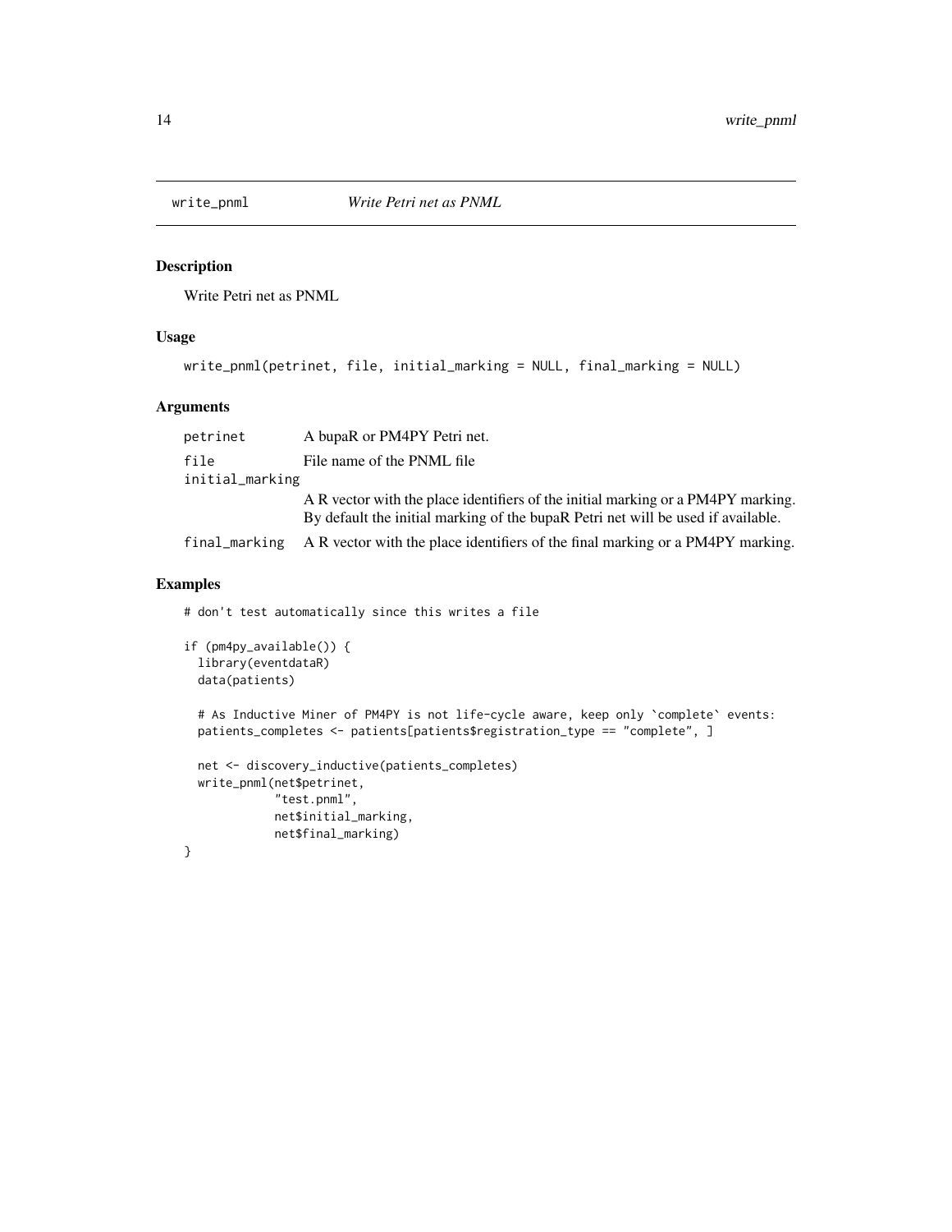## write_pnml — *Write Petri net as PNML*

### Description

Write Petri net as PNML

### Usage

```
write_pnml(petrinet, file, initial_marking = NULL, final_marking = NULL)
```

### Arguments

| Argument | Description |
|---|---|
| `petrinet` | A bupaR or PM4PY Petri net. |
| `file` | File name of the PNML file |
| `initial_marking` | A R vector with the place identifiers of the initial marking or a PM4PY marking. By default the initial marking of the bupaR Petri net will be used if available. |
| `final_marking` | A R vector with the place identifiers of the final marking or a PM4PY marking. |

### Examples

```
# don't test automatically since this writes a file

if (pm4py_available()) {
  library(eventdataR)
  data(patients)

  # As Inductive Miner of PM4PY is not life-cycle aware, keep only `complete` events:
  patients_completes <- patients[patients$registration_type == "complete", ]

  net <- discovery_inductive(patients_completes)
  write_pnml(net$petrinet,
             "test.pnml",
             net$initial_marking,
             net$final_marking)
}
```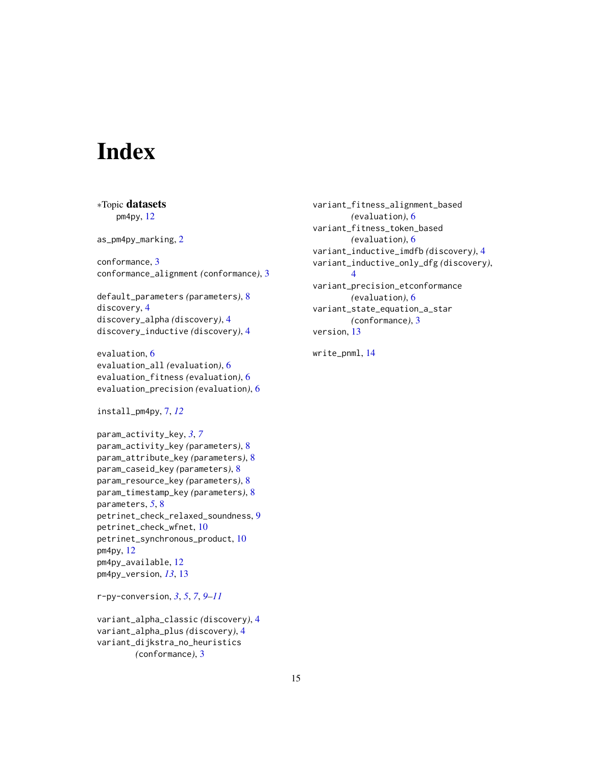# Index

*Topic **datasets**
pm4py, 12

as_pm4py_marking, 2

conformance, 3
conformance_alignment *(conformance)*, 3

default_parameters *(parameters)*, 8
discovery, 4
discovery_alpha *(discovery)*, 4
discovery_inductive *(discovery)*, 4

evaluation, 6
evaluation_all *(evaluation)*, 6
evaluation_fitness *(evaluation)*, 6
evaluation_precision *(evaluation)*, 6

install_pm4py, 7, *12*

param_activity_key, *3*, *7*
param_activity_key *(parameters)*, 8
param_attribute_key *(parameters)*, 8
param_caseid_key *(parameters)*, 8
param_resource_key *(parameters)*, 8
param_timestamp_key *(parameters)*, 8
parameters, *5*, 8
petrinet_check_relaxed_soundness, 9
petrinet_check_wfnet, 10
petrinet_synchronous_product, 10
pm4py, 12
pm4py_available, 12
pm4py_version, *13*, 13

r-py-conversion, *3*, *5*, *7*, *9–11*

variant_alpha_classic *(discovery)*, 4
variant_alpha_plus *(discovery)*, 4
variant_dijkstra_no_heuristics *(conformance)*, 3
variant_fitness_alignment_based *(evaluation)*, 6
variant_fitness_token_based *(evaluation)*, 6
variant_inductive_imdfb *(discovery)*, 4
variant_inductive_only_dfg *(discovery)*, 4
variant_precision_etconformance *(evaluation)*, 6
variant_state_equation_a_star *(conformance)*, 3
version, 13

write_pnml, 14